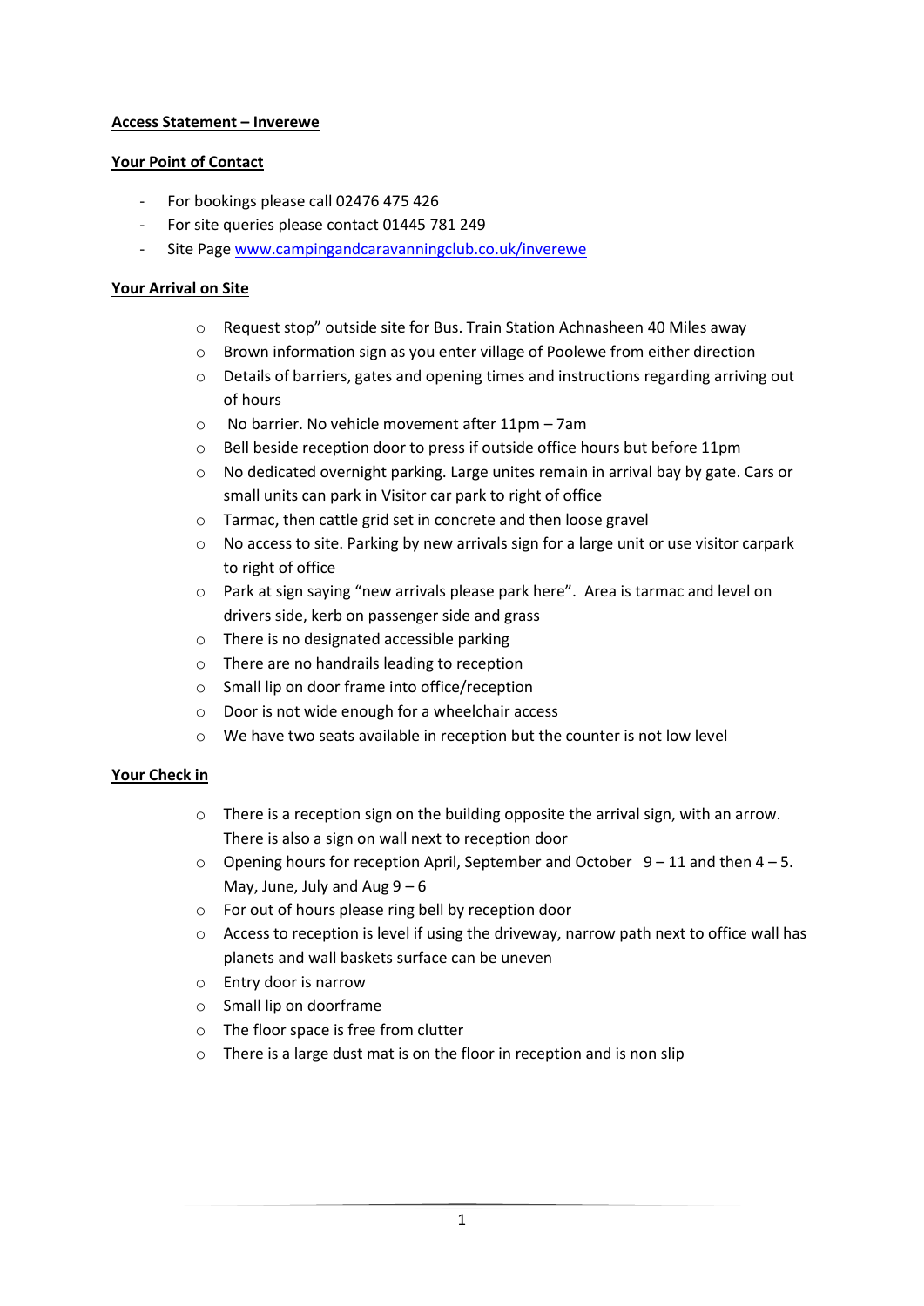**Access Statement – Inverewe**

**Your Point of Contact**

- For bookings please call 02476 475 426
- For site queries please contact 01445 781 249
- Site Page [www.campingandcaravanningclub.co.uk/inverewe](www.campingandcaravanningclub.co.uk/inverewe)

**Your Arrival on Site**

- Request stop" outside site for Bus. Train Station Achnasheen 40 Miles away
- Brown information sign as you enter village of Poolewe from either direction
- Details of barriers, gates and opening times and instructions regarding arriving out of hours
- No barrier. No vehicle movement after 11pm – 7am
- Bell beside reception door to press if outside office hours but before 11pm
- No dedicated overnight parking. Large unites remain in arrival bay by gate. Cars or small units can park in Visitor car park to right of office
- Tarmac, then cattle grid set in concrete and then loose gravel
- No access to site. Parking by new arrivals sign for a large unit or use visitor carpark to right of office
- Park at sign saying "new arrivals please park here". Area is tarmac and level on drivers side, kerb on passenger side and grass
- There is no designated accessible parking
- There are no handrails leading to reception
- Small lip on door frame into office/reception
- Door is not wide enough for a wheelchair access
- We have two seats available in reception but the counter is not low level

**Your Check in**

- There is a reception sign on the building opposite the arrival sign, with an arrow. There is also a sign on wall next to reception door
- Opening hours for reception April, September and October 9 – 11 and then 4 – 5. May, June, July and Aug 9 – 6
- For out of hours please ring bell by reception door
- Access to reception is level if using the driveway, narrow path next to office wall has planets and wall baskets surface can be uneven
- Entry door is narrow
- Small lip on doorframe
- The floor space is free from clutter
- There is a large dust mat is on the floor in reception and is non slip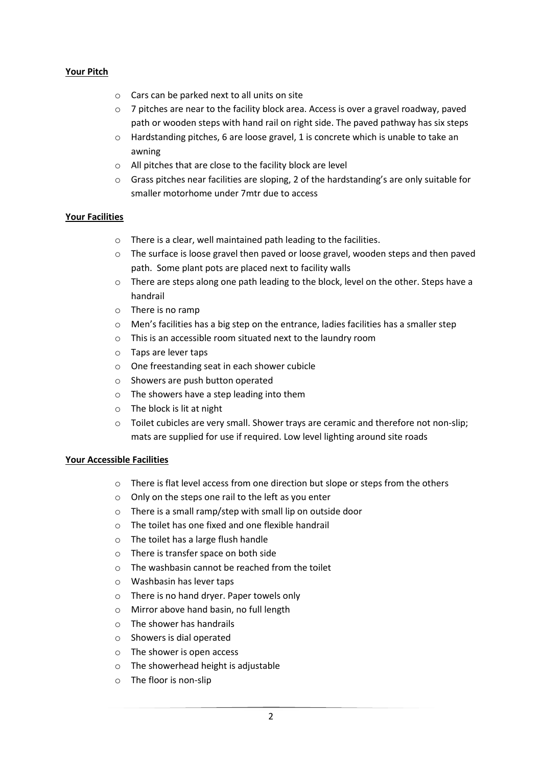**Your Pitch**

- Cars can be parked next to all units on site
- 7 pitches are near to the facility block area. Access is over a gravel roadway, paved path or wooden steps with hand rail on right side. The paved pathway has six steps
- Hardstanding pitches, 6 are loose gravel, 1 is concrete which is unable to take an awning
- All pitches that are close to the facility block are level
- Grass pitches near facilities are sloping, 2 of the hardstanding's are only suitable for smaller motorhome under 7mtr due to access

**Your Facilities**

- There is a clear, well maintained path leading to the facilities.
- The surface is loose gravel then paved or loose gravel, wooden steps and then paved path. Some plant pots are placed next to facility walls
- There are steps along one path leading to the block, level on the other. Steps have a handrail
- There is no ramp
- Men's facilities has a big step on the entrance, ladies facilities has a smaller step
- This is an accessible room situated next to the laundry room
- Taps are lever taps
- One freestanding seat in each shower cubicle
- Showers are push button operated
- The showers have a step leading into them
- The block is lit at night
- Toilet cubicles are very small. Shower trays are ceramic and therefore not non-slip; mats are supplied for use if required. Low level lighting around site roads

**Your Accessible Facilities**

- There is flat level access from one direction but slope or steps from the others
- Only on the steps one rail to the left as you enter
- There is a small ramp/step with small lip on outside door
- The toilet has one fixed and one flexible handrail
- The toilet has a large flush handle
- There is transfer space on both side
- The washbasin cannot be reached from the toilet
- Washbasin has lever taps
- There is no hand dryer. Paper towels only
- Mirror above hand basin, no full length
- The shower has handrails
- Showers is dial operated
- The shower is open access
- The showerhead height is adjustable
- The floor is non-slip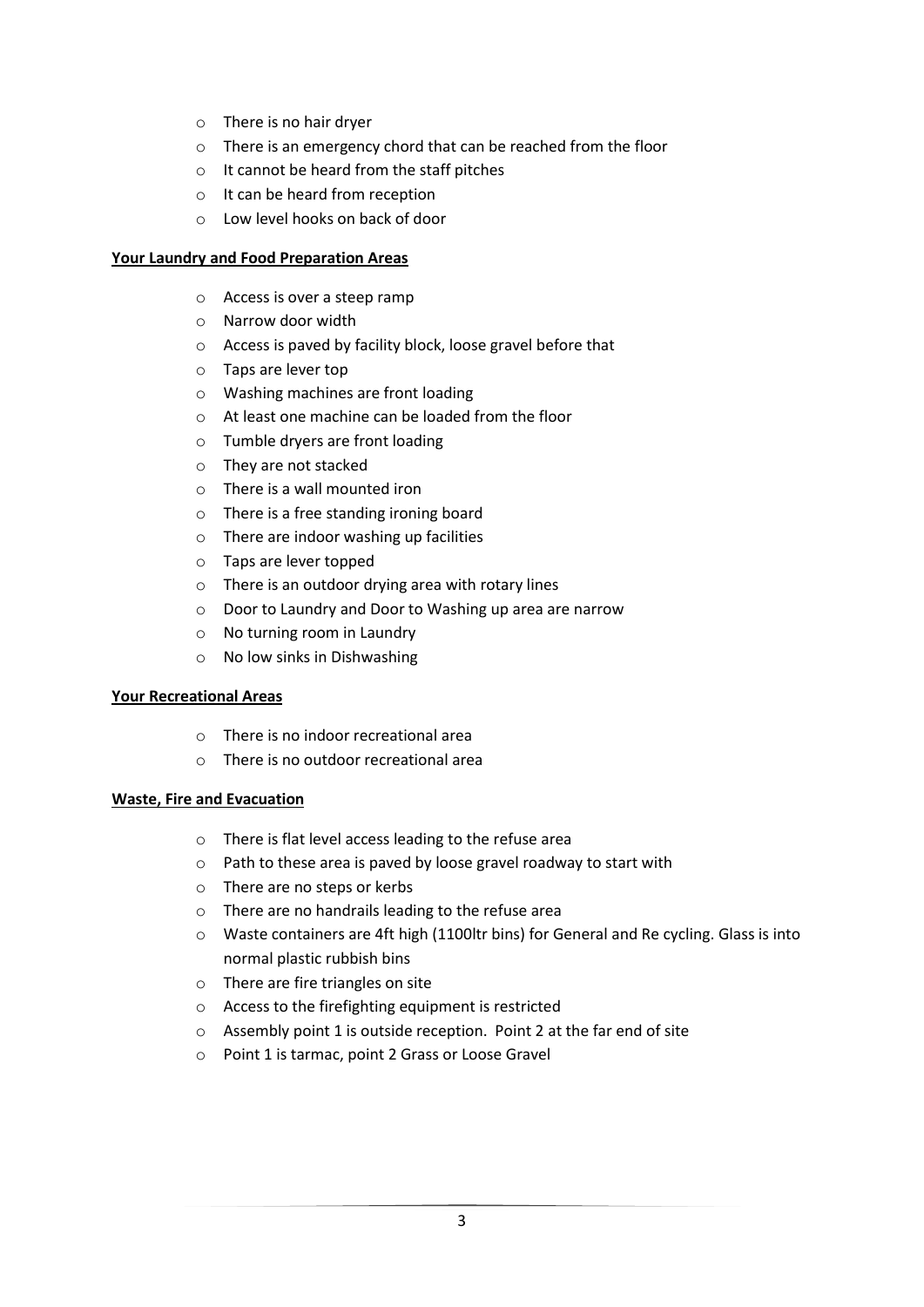- There is no hair dryer
- There is an emergency chord that can be reached from the floor
- It cannot be heard from the staff pitches
- It can be heard from reception
- Low level hooks on back of door

**Your Laundry and Food Preparation Areas**

- Access is over a steep ramp
- Narrow door width
- Access is paved by facility block, loose gravel before that
- Taps are lever top
- Washing machines are front loading
- At least one machine can be loaded from the floor
- Tumble dryers are front loading
- They are not stacked
- There is a wall mounted iron
- There is a free standing ironing board
- There are indoor washing up facilities
- Taps are lever topped
- There is an outdoor drying area with rotary lines
- Door to Laundry and Door to Washing up area are narrow
- No turning room in Laundry
- No low sinks in Dishwashing

**Your Recreational Areas**

- There is no indoor recreational area
- There is no outdoor recreational area

**Waste, Fire and Evacuation**

- There is flat level access leading to the refuse area
- Path to these area is paved by loose gravel roadway to start with
- There are no steps or kerbs
- There are no handrails leading to the refuse area
- Waste containers are 4ft high (1100ltr bins) for General and Re cycling. Glass is into normal plastic rubbish bins
- There are fire triangles on site
- Access to the firefighting equipment is restricted
- Assembly point 1 is outside reception. Point 2 at the far end of site
- Point 1 is tarmac, point 2 Grass or Loose Gravel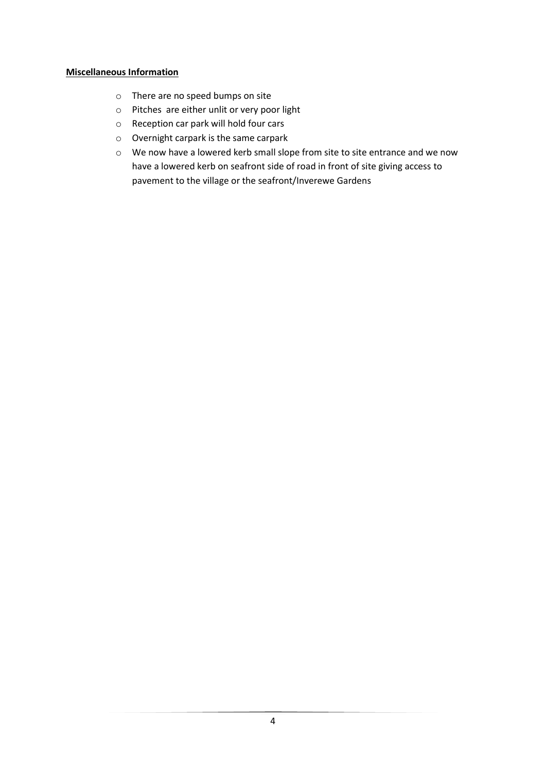**Miscellaneous Information**

- There are no speed bumps on site
- Pitches  are either unlit or very poor light
- Reception car park will hold four cars
- Overnight carpark is the same carpark
- We now have a lowered kerb small slope from site to site entrance and we now have a lowered kerb on seafront side of road in front of site giving access to pavement to the village or the seafront/Inverewe Gardens